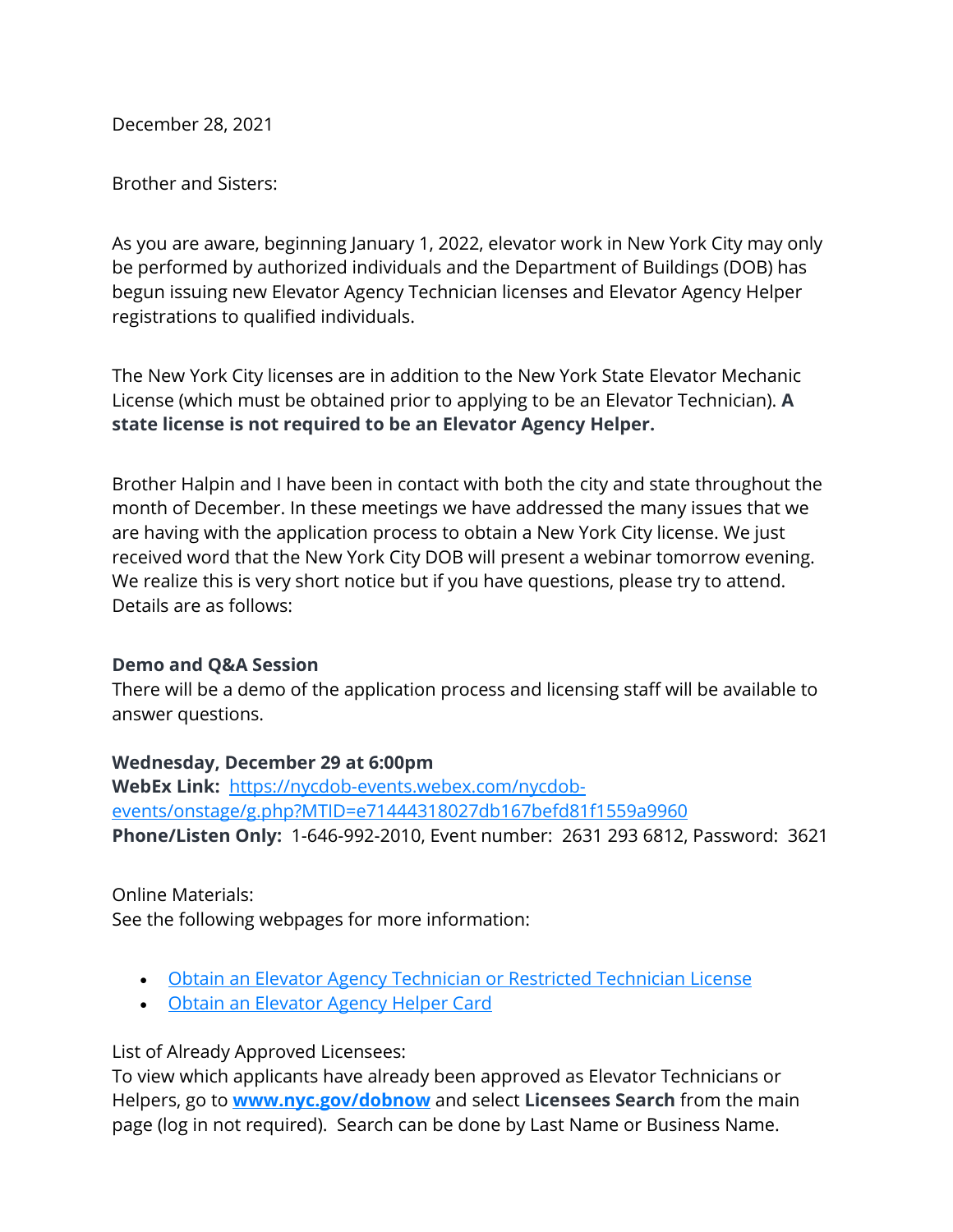December 28, 2021

Brother and Sisters:

As you are aware, beginning January 1, 2022, elevator work in New York City may only be performed by authorized individuals and the Department of Buildings (DOB) has begun issuing new Elevator Agency Technician licenses and Elevator Agency Helper registrations to qualified individuals.

The New York City licenses are in addition to the New York State Elevator Mechanic License (which must be obtained prior to applying to be an Elevator Technician). **A state license is not required to be an Elevator Agency Helper.**

Brother Halpin and I have been in contact with both the city and state throughout the month of December. In these meetings we have addressed the many issues that we are having with the application process to obtain a New York City license. We just received word that the New York City DOB will present a webinar tomorrow evening. We realize this is very short notice but if you have questions, please try to attend. Details are as follows:

**Demo and Q&A Session**
There will be a demo of the application process and licensing staff will be available to answer questions.

**Wednesday, December 29 at 6:00pm**
**WebEx Link:** [https://nycdob-events.webex.com/nycdob-events/onstage/g.php?MTID=e71444318027db167befd81f1559a9960](https://nycdob-events.webex.com/nycdob-events/onstage/g.php?MTID=e71444318027db167befd81f1559a9960)
**Phone/Listen Only:** 1-646-992-2010, Event number: 2631 293 6812, Password: 3621

Online Materials:
See the following webpages for more information:

- Obtain an Elevator Agency Technician or Restricted Technician License
- Obtain an Elevator Agency Helper Card

List of Already Approved Licensees:
To view which applicants have already been approved as Elevator Technicians or Helpers, go to **www.nyc.gov/dobnow** and select **Licensees Search** from the main page (log in not required). Search can be done by Last Name or Business Name.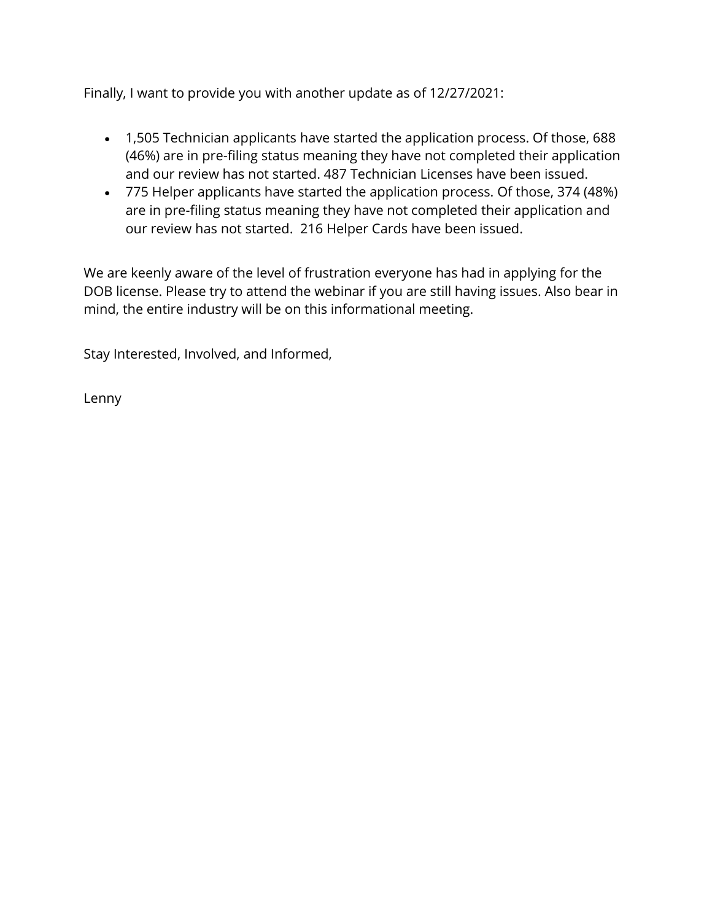Finally, I want to provide you with another update as of 12/27/2021:

- 1,505 Technician applicants have started the application process. Of those, 688 (46%) are in pre-filing status meaning they have not completed their application and our review has not started. 487 Technician Licenses have been issued.
- 775 Helper applicants have started the application process. Of those, 374 (48%) are in pre-filing status meaning they have not completed their application and our review has not started. 216 Helper Cards have been issued.

We are keenly aware of the level of frustration everyone has had in applying for the DOB license. Please try to attend the webinar if you are still having issues. Also bear in mind, the entire industry will be on this informational meeting.

Stay Interested, Involved, and Informed,

Lenny